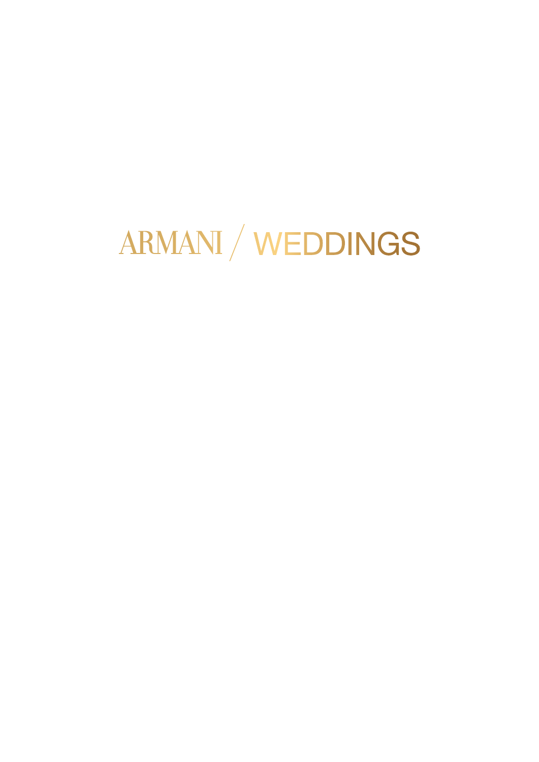# ARMANI / WEDDINGS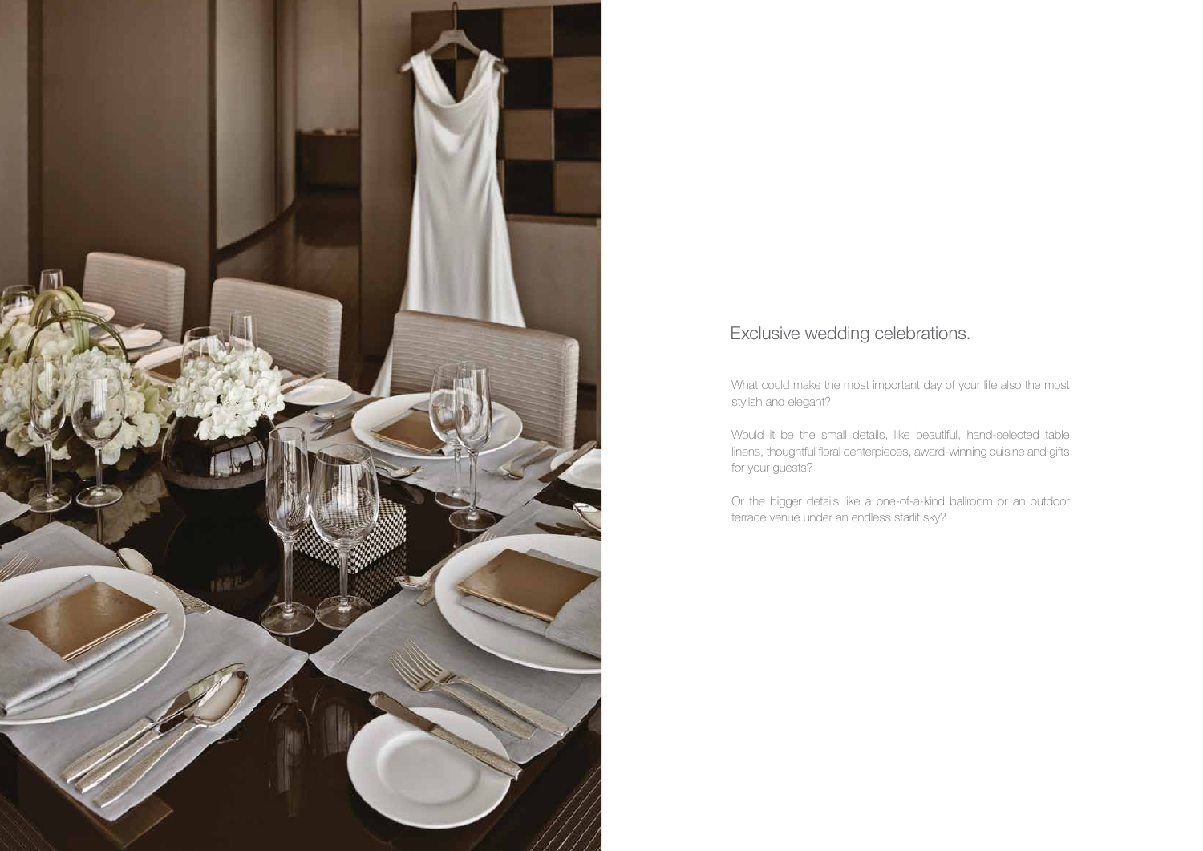## Exclusive wedding celebrations.

What could make the most important day of your life also the most stylish and elegant?

Would it be the small details, like beautiful, hand-selected table linens, thoughtful floral centerpieces, award-winning cuisine and gifts for your guests?

Or the bigger details like a one-of-a-kind ballroom or an outdoor terrace venue under an endless starlit sky?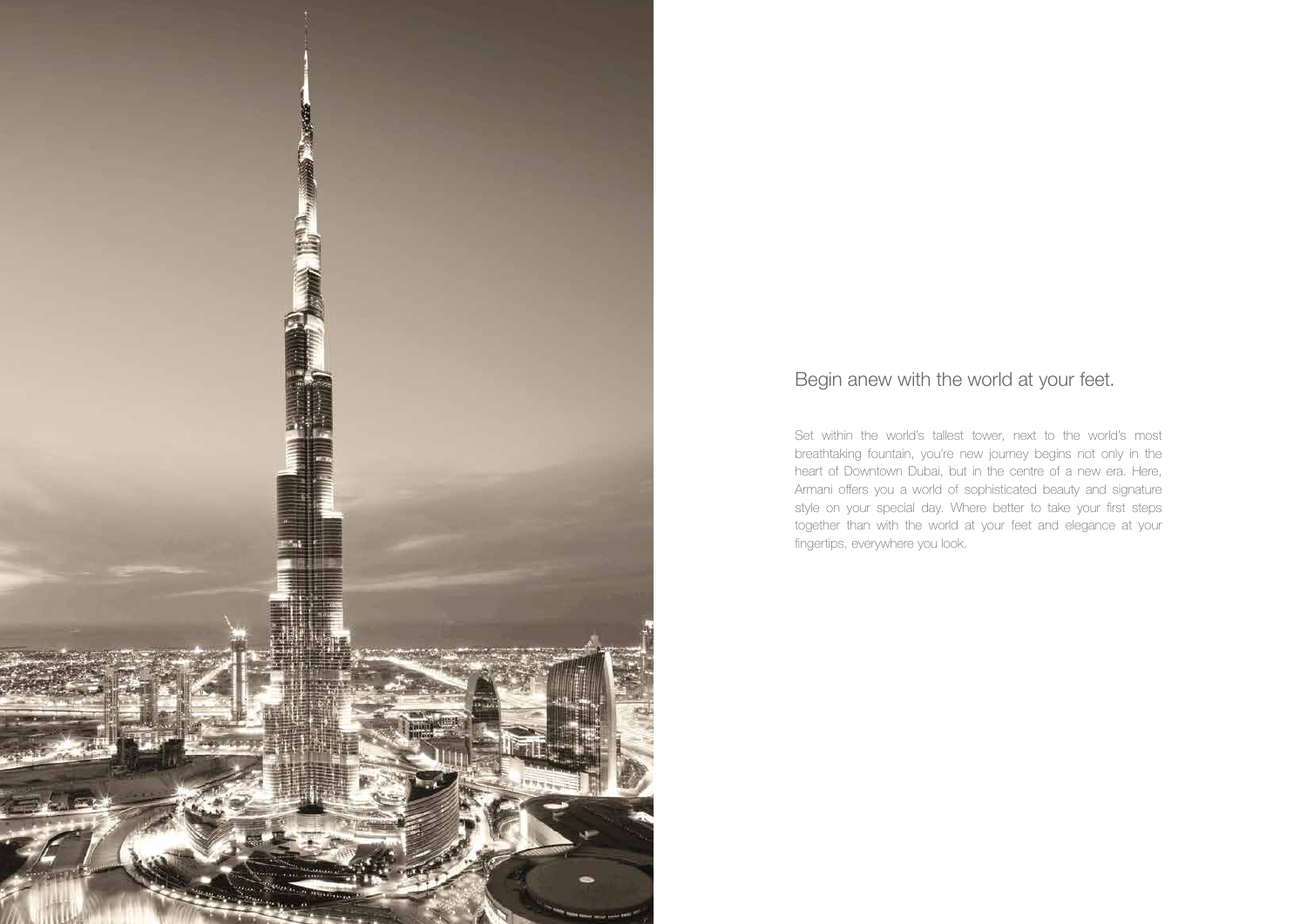## Begin anew with the world at your feet.

Set within the world's tallest tower, next to the world's most breathtaking fountain, you're new journey begins not only in the heart of Downtown Dubai, but in the centre of a new era. Here, Armani offers you a world of sophisticated beauty and signature style on your special day. Where better to take your first steps together than with the world at your feet and elegance at your fingertips, everywhere you look.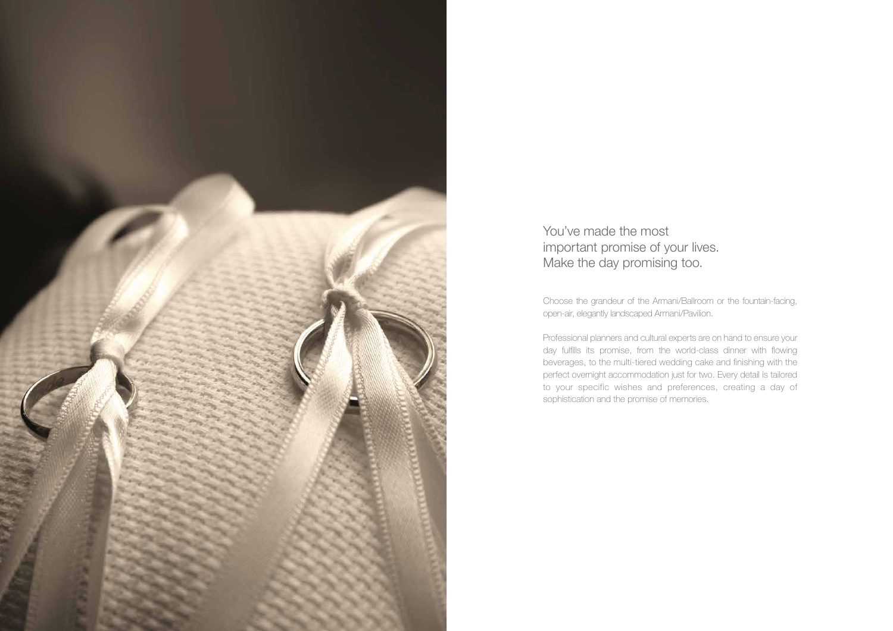You've made the most
important promise of your lives.
Make the day promising too.

Choose the grandeur of the Armani/Ballroom or the fountain-facing, open-air, elegantly landscaped Armani/Pavilion.

Professional planners and cultural experts are on hand to ensure your day fulfills its promise, from the world-class dinner with flowing beverages, to the multi-tiered wedding cake and finishing with the perfect overnight accommodation just for two. Every detail is tailored to your specific wishes and preferences, creating a day of sophistication and the promise of memories.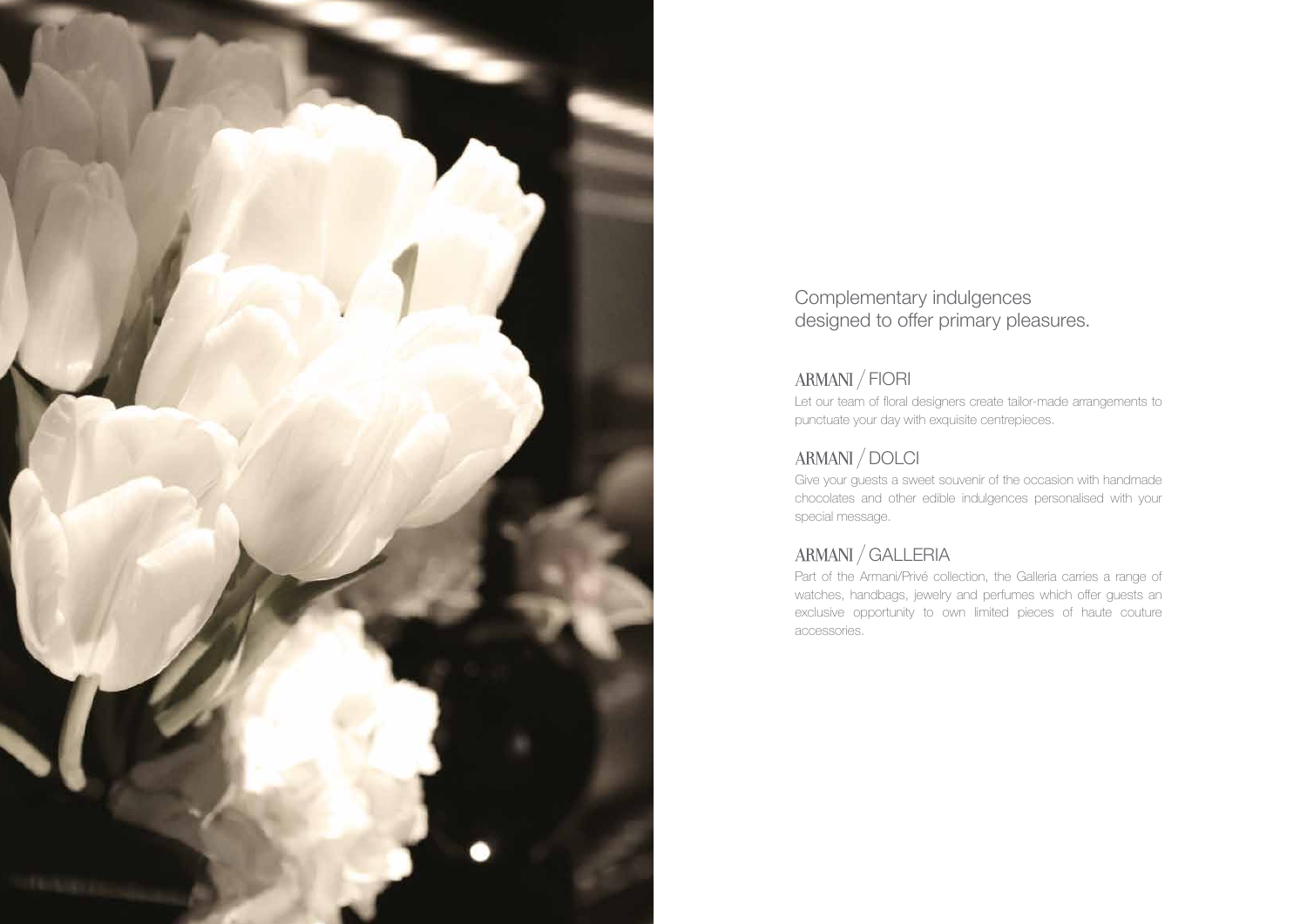Complementary indulgences
designed to offer primary pleasures.

## ARMANI / FIORI

Let our team of floral designers create tailor-made arrangements to punctuate your day with exquisite centrepieces.

## ARMANI / DOLCI

Give your guests a sweet souvenir of the occasion with handmade chocolates and other edible indulgences personalised with your special message.

## ARMANI / GALLERIA

Part of the Armani/Privé collection, the Galleria carries a range of watches, handbags, jewelry and perfumes which offer guests an exclusive opportunity to own limited pieces of haute couture accessories.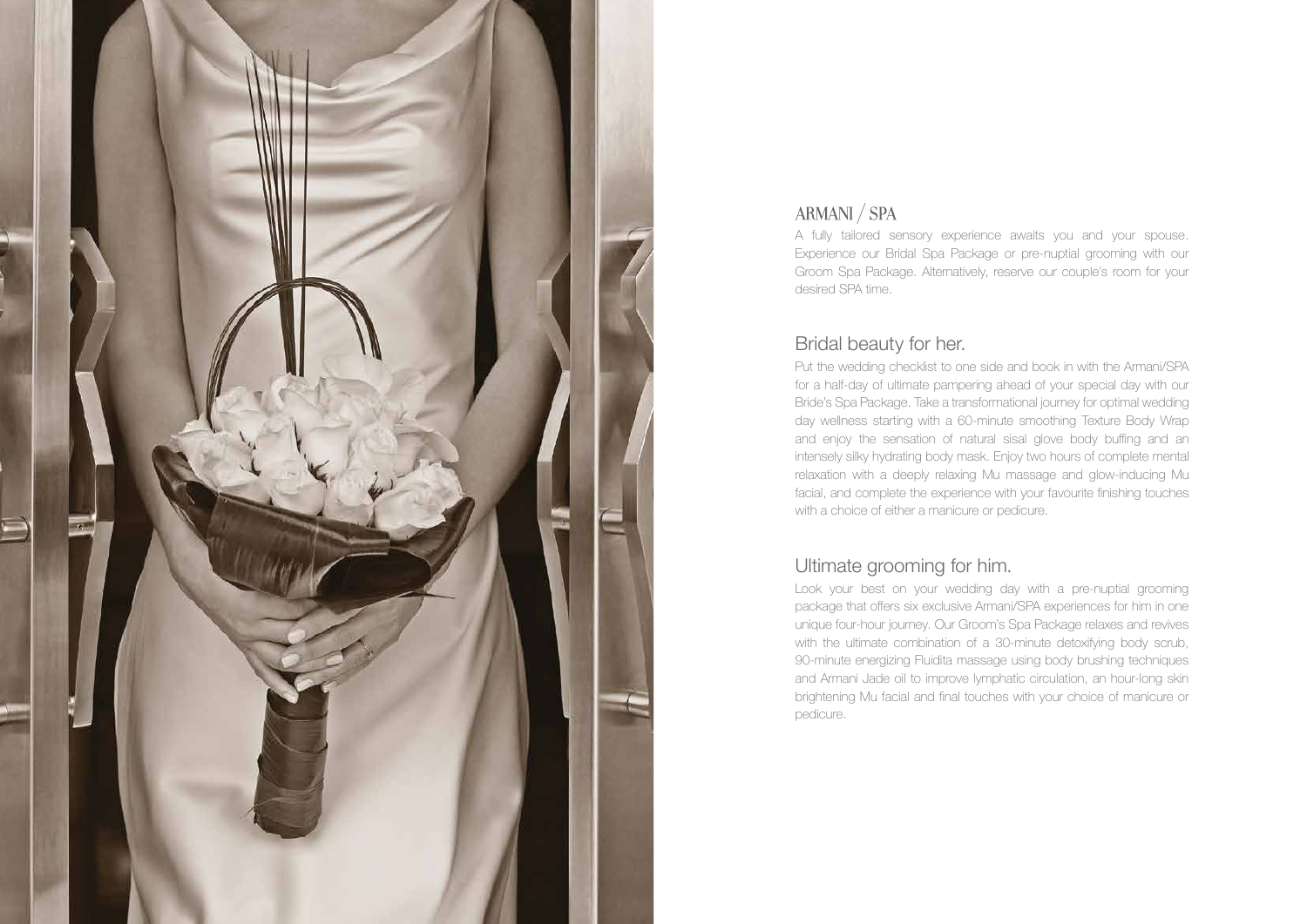# ARMANI / SPA

A fully tailored sensory experience awaits you and your spouse. Experience our Bridal Spa Package or pre-nuptial grooming with our Groom Spa Package. Alternatively, reserve our couple's room for your desired SPA time.

## Bridal beauty for her.

Put the wedding checklist to one side and book in with the Armani/SPA for a half-day of ultimate pampering ahead of your special day with our Bride's Spa Package. Take a transformational journey for optimal wedding day wellness starting with a 60-minute smoothing Texture Body Wrap and enjoy the sensation of natural sisal glove body buffing and an intensely silky hydrating body mask. Enjoy two hours of complete mental relaxation with a deeply relaxing Mu massage and glow-inducing Mu facial, and complete the experience with your favourite finishing touches with a choice of either a manicure or pedicure.

## Ultimate grooming for him.

Look your best on your wedding day with a pre-nuptial grooming package that offers six exclusive Armani/SPA experiences for him in one unique four-hour journey. Our Groom's Spa Package relaxes and revives with the ultimate combination of a 30-minute detoxifying body scrub, 90-minute energizing Fluidita massage using body brushing techniques and Armani Jade oil to improve lymphatic circulation, an hour-long skin brightening Mu facial and final touches with your choice of manicure or pedicure.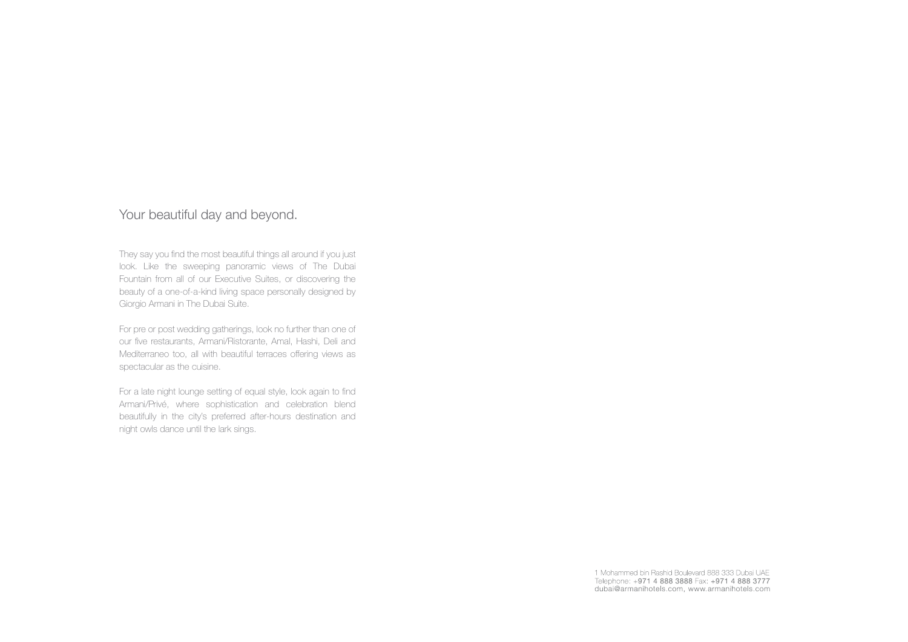## Your beautiful day and beyond.

They say you find the most beautiful things all around if you just look. Like the sweeping panoramic views of The Dubai Fountain from all of our Executive Suites, or discovering the beauty of a one-of-a-kind living space personally designed by Giorgio Armani in The Dubai Suite.

For pre or post wedding gatherings, look no further than one of our five restaurants, Armani/Ristorante, Amal, Hashi, Deli and Mediterraneo too, all with beautiful terraces offering views as spectacular as the cuisine.

For a late night lounge setting of equal style, look again to find Armani/Privé, where sophistication and celebration blend beautifully in the city's preferred after-hours destination and night owls dance until the lark sings.

1 Mohammed bin Rashid Boulevard 888 333 Dubai UAE
Telephone: +971 4 888 3888 Fax: +971 4 888 3777
dubai@armanihotels.com, www.armanihotels.com